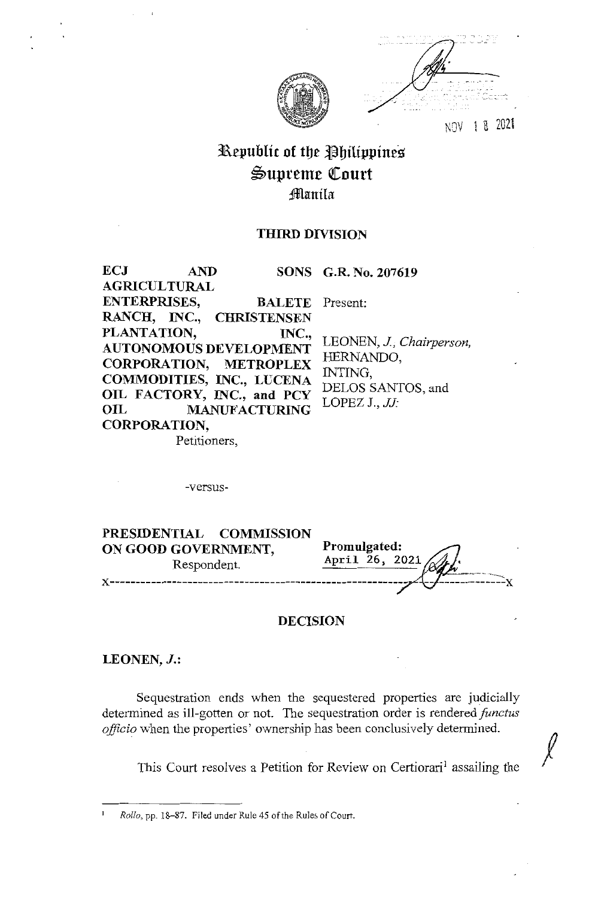NOV 18 2021

# Republic of the Philippines
# Supreme Court
## Manila

### THIRD DIVISION

| | |
|---|---|
| **ECJ AND SONS AGRICULTURAL ENTERPRISES, BALETE RANCH, INC., CHRISTENSEN PLANTATION, INC., AUTONOMOUS DEVELOPMENT CORPORATION, METROPLEX COMMODITIES, INC., LUCENA OIL FACTORY, INC., and PCY OIL MANUFACTURING CORPORATION,** Petitioners, | **G.R. No. 207619** Present: LEONEN, *J., Chairperson,* HERNANDO, INTING, DELOS SANTOS, and LOPEZ J., *JJ:* |

-versus-

| | |
|---|---|
| **PRESIDENTIAL COMMISSION ON GOOD GOVERNMENT,** Respondent. | **Promulgated:** April 26, 2021 |

x-----------------------------------------------------------------------x

### DECISION

**LEONEN, *J.*:**

Sequestration ends when the sequestered properties are judicially determined as ill-gotten or not. The sequestration order is rendered *functus officio* when the properties' ownership has been conclusively determined.

This Court resolves a Petition for Review on Certiorari[1] assailing the

---

[1] *Rollo*, pp. 18–87. Filed under Rule 45 of the Rules of Court.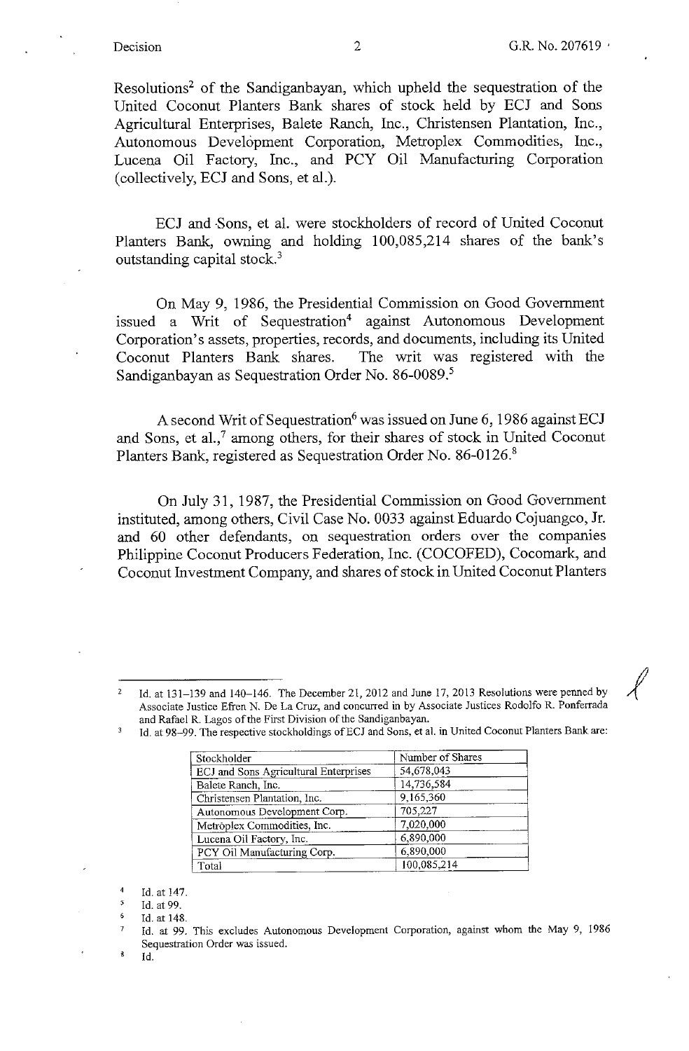Resolutions[2] of the Sandiganbayan, which upheld the sequestration of the United Coconut Planters Bank shares of stock held by ECJ and Sons Agricultural Enterprises, Balete Ranch, Inc., Christensen Plantation, Inc., Autonomous Development Corporation, Metroplex Commodities, Inc., Lucena Oil Factory, Inc., and PCY Oil Manufacturing Corporation (collectively, ECJ and Sons, et al.).

ECJ and Sons, et al. were stockholders of record of United Coconut Planters Bank, owning and holding 100,085,214 shares of the bank's outstanding capital stock.[3]

On May 9, 1986, the Presidential Commission on Good Government issued a Writ of Sequestration[4] against Autonomous Development Corporation's assets, properties, records, and documents, including its United Coconut Planters Bank shares. The writ was registered with the Sandiganbayan as Sequestration Order No. 86-0089.[5]

A second Writ of Sequestration[6] was issued on June 6, 1986 against ECJ and Sons, et al.,[7] among others, for their shares of stock in United Coconut Planters Bank, registered as Sequestration Order No. 86-0126.[8]

On July 31, 1987, the Presidential Commission on Good Government instituted, among others, Civil Case No. 0033 against Eduardo Cojuangco, Jr. and 60 other defendants, on sequestration orders over the companies Philippine Coconut Producers Federation, Inc. (COCOFED), Cocomark, and Coconut Investment Company, and shares of stock in United Coconut Planters

---

[2] Id. at 131–139 and 140–146. The December 21, 2012 and June 17, 2013 Resolutions were penned by Associate Justice Efren N. De La Cruz, and concurred in by Associate Justices Rodolfo R. Ponferrada and Rafael R. Lagos of the First Division of the Sandiganbayan.

[3] Id. at 98–99. The respective stockholdings of ECJ and Sons, et al. in United Coconut Planters Bank are:

| Stockholder | Number of Shares |
|---|---|
| ECJ and Sons Agricultural Enterprises | 54,678,043 |
| Balete Ranch, Inc. | 14,736,584 |
| Christensen Plantation, Inc. | 9,165,360 |
| Autonomous Development Corp. | 705,227 |
| Metroplex Commodities, Inc. | 7,020,000 |
| Lucena Oil Factory, Inc. | 6,890,000 |
| PCY Oil Manufacturing Corp. | 6,890,000 |
| Total | 100,085,214 |

[4] Id. at 147.

[5] Id. at 99.

[6] Id. at 148.

[7] Id. at 99. This excludes Autonomous Development Corporation, against whom the May 9, 1986 Sequestration Order was issued.

[8] Id.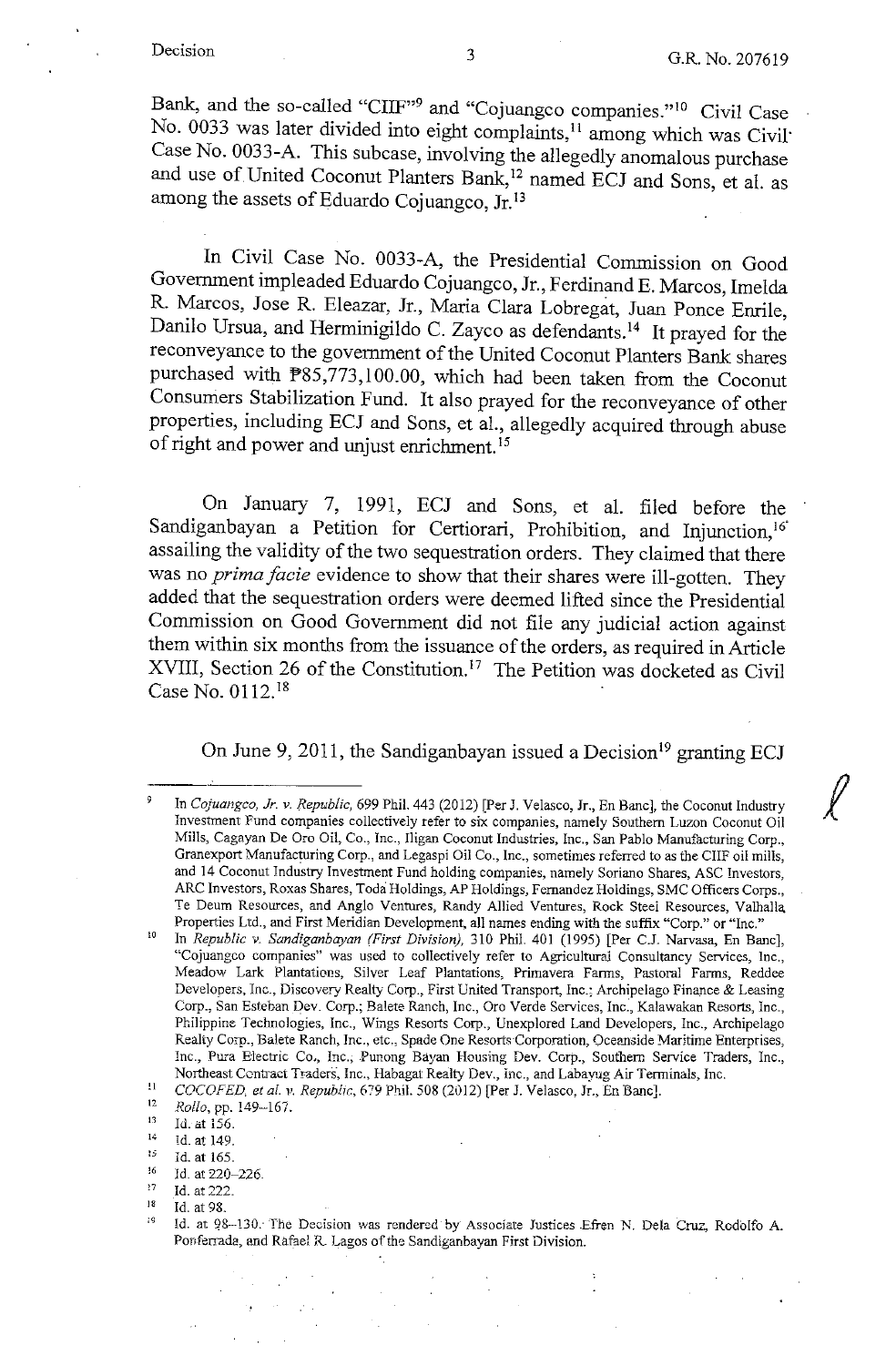Bank, and the so-called "CIIF"[9] and "Cojuangco companies."[10] Civil Case No. 0033 was later divided into eight complaints,[11] among which was Civil Case No. 0033-A. This subcase, involving the allegedly anomalous purchase and use of United Coconut Planters Bank,[12] named ECJ and Sons, et al. as among the assets of Eduardo Cojuangco, Jr.[13]

In Civil Case No. 0033-A, the Presidential Commission on Good Government impleaded Eduardo Cojuangco, Jr., Ferdinand E. Marcos, Imelda R. Marcos, Jose R. Eleazar, Jr., Maria Clara Lobregat, Juan Ponce Enrile, Danilo Ursua, and Herminigildo C. Zayco as defendants.[14] It prayed for the reconveyance to the government of the United Coconut Planters Bank shares purchased with ₱85,773,100.00, which had been taken from the Coconut Consumers Stabilization Fund. It also prayed for the reconveyance of other properties, including ECJ and Sons, et al., allegedly acquired through abuse of right and power and unjust enrichment.[15]

On January 7, 1991, ECJ and Sons, et al. filed before the Sandiganbayan a Petition for Certiorari, Prohibition, and Injunction,[16] assailing the validity of the two sequestration orders. They claimed that there was no *prima facie* evidence to show that their shares were ill-gotten. They added that the sequestration orders were deemed lifted since the Presidential Commission on Good Government did not file any judicial action against them within six months from the issuance of the orders, as required in Article XVIII, Section 26 of the Constitution.[17] The Petition was docketed as Civil Case No. 0112.[18]

On June 9, 2011, the Sandiganbayan issued a Decision[19] granting ECJ

---

[9] In *Cojuangco, Jr. v. Republic*, 699 Phil. 443 (2012) [Per J. Velasco, Jr., En Banc], the Coconut Industry Investment Fund companies collectively refer to six companies, namely Southern Luzon Coconut Oil Mills, Cagayan De Oro Oil, Co., Inc., Iligan Coconut Industries, Inc., San Pablo Manufacturing Corp., Granexport Manufacturing Corp., and Legaspi Oil Co., Inc., sometimes referred to as the CIIF oil mills, and 14 Coconut Industry Investment Fund holding companies, namely Soriano Shares, ASC Investors, ARC Investors, Roxas Shares, Toda Holdings, AP Holdings, Fernandez Holdings, SMC Officers Corps., Te Deum Resources, and Anglo Ventures, Randy Allied Ventures, Rock Steel Resources, Valhalla Properties Ltd., and First Meridian Development, all names ending with the suffix "Corp." or "Inc."

[10] In *Republic v. Sandiganbayan (First Division)*, 310 Phil. 401 (1995) [Per C.J. Narvasa, En Banc], "Cojuangco companies" was used to collectively refer to Agricultural Consultancy Services, Inc., Meadow Lark Plantations, Silver Leaf Plantations, Primavera Farms, Pastoral Farms, Reddee Developers, Inc., Discovery Realty Corp., First United Transport, Inc.; Archipelago Finance & Leasing Corp., San Esteban Dev. Corp.; Balete Ranch, Inc., Oro Verde Services, Inc., Kalawakan Resorts, Inc., Philippine Technologies, Inc., Wings Resorts Corp., Unexplored Land Developers, Inc., Archipelago Realty Corp., Balete Ranch, Inc., etc., Spade One Resorts Corporation, Oceanside Maritime Enterprises, Inc., Pura Electric Co., Inc., Punong Bayan Housing Dev. Corp., Southern Service Traders, Inc., Northeast Contract Traders, Inc., Habagat Realty Dev., Inc., and Labayug Air Terminals, Inc.

[11] *COCOFED, et al. v. Republic*, 679 Phil. 508 (2012) [Per J. Velasco, Jr., En Banc].

[12] *Rollo*, pp. 149–167.

[13] Id. at 156.

[14] Id. at 149.

[15] Id. at 165.

[16] Id. at 220–226.

[17] Id. at 222.

[18] Id. at 98.

[19] Id. at 98–130. The Decision was rendered by Associate Justices Efren N. Dela Cruz, Rodolfo A. Ponferrada, and Rafael R. Lagos of the Sandiganbayan First Division.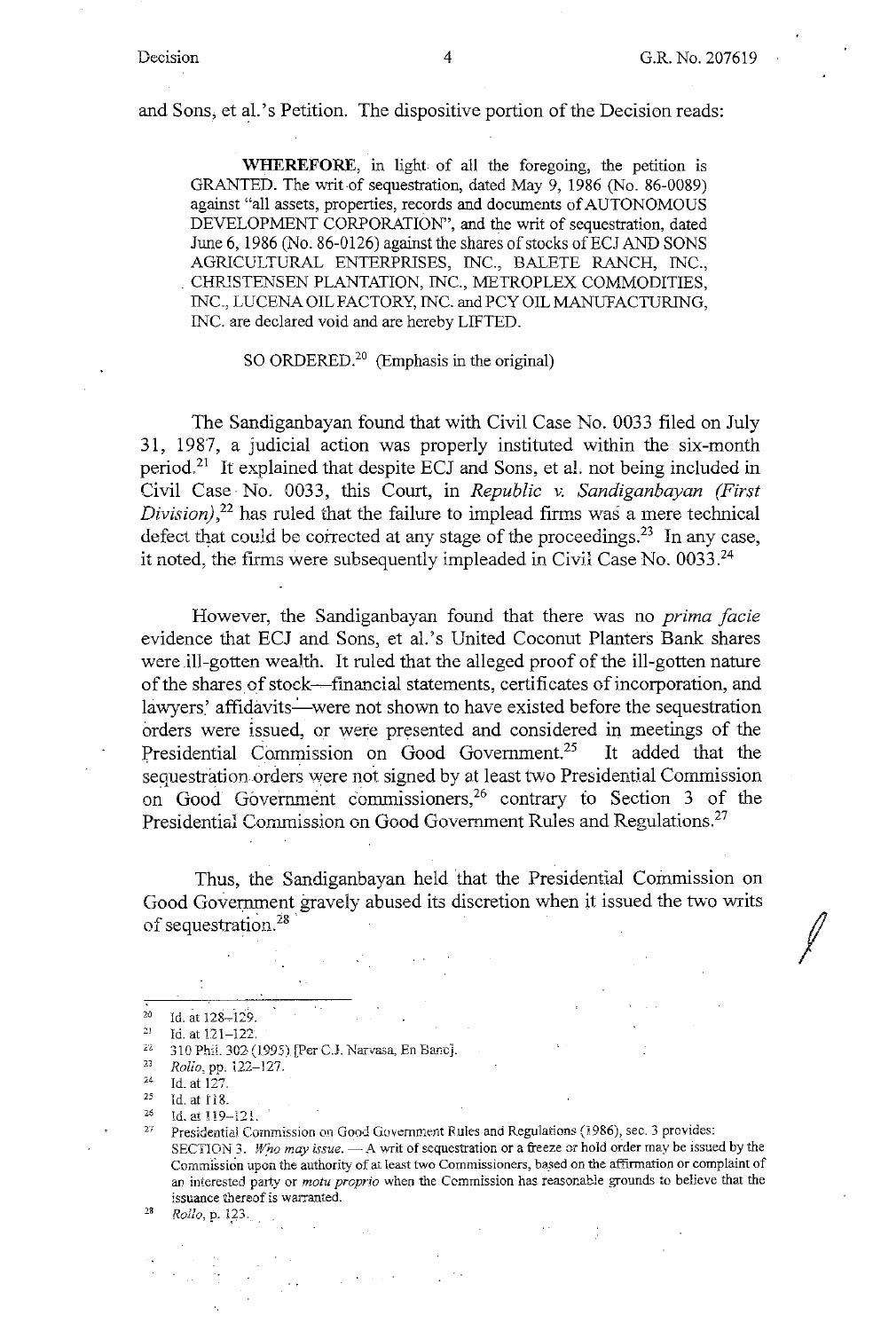and Sons, et al.'s Petition. The dispositive portion of the Decision reads:

> **WHEREFORE**, in light of all the foregoing, the petition is GRANTED. The writ of sequestration, dated May 9, 1986 (No. 86-0089) against "all assets, properties, records and documents of AUTONOMOUS DEVELOPMENT CORPORATION", and the writ of sequestration, dated June 6, 1986 (No. 86-0126) against the shares of stocks of ECJ AND SONS AGRICULTURAL ENTERPRISES, INC., BALETE RANCH, INC., CHRISTENSEN PLANTATION, INC., METROPLEX COMMODITIES, INC., LUCENA OIL FACTORY, INC. and PCY OIL MANUFACTURING, INC. are declared void and are hereby LIFTED.
>
> SO ORDERED.[20] (Emphasis in the original)

The Sandiganbayan found that with Civil Case No. 0033 filed on July 31, 1987, a judicial action was properly instituted within the six-month period.[21] It explained that despite ECJ and Sons, et al. not being included in Civil Case No. 0033, this Court, in *Republic v. Sandiganbayan (First Division)*,[22] has ruled that the failure to implead firms was a mere technical defect that could be corrected at any stage of the proceedings.[23] In any case, it noted, the firms were subsequently impleaded in Civil Case No. 0033.[24]

However, the Sandiganbayan found that there was no *prima facie* evidence that ECJ and Sons, et al.'s United Coconut Planters Bank shares were ill-gotten wealth. It ruled that the alleged proof of the ill-gotten nature of the shares of stock—financial statements, certificates of incorporation, and lawyers' affidavits—were not shown to have existed before the sequestration orders were issued, or were presented and considered in meetings of the Presidential Commission on Good Government.[25] It added that the sequestration orders were not signed by at least two Presidential Commission on Good Government commissioners,[26] contrary to Section 3 of the Presidential Commission on Good Government Rules and Regulations.[27]

Thus, the Sandiganbayan held that the Presidential Commission on Good Government gravely abused its discretion when it issued the two writs of sequestration.[28]

---

[20] Id. at 128–129.

[21] Id. at 121–122.

[22] 310 Phil. 302 (1995) [Per C.J. Narvasa, En Banc].

[23] *Rollo*, pp. 122–127.

[24] Id. at 127.

[25] Id. at 118.

[26] Id. at 119–121.

[27] Presidential Commission on Good Government Rules and Regulations (1986), sec. 3 provides:
SECTION 3. *Who may issue.* — A writ of sequestration or a freeze or hold order may be issued by the Commission upon the authority of at least two Commissioners, based on the affirmation or complaint of an interested party or *motu proprio* when the Commission has reasonable grounds to believe that the issuance thereof is warranted.

[28] *Rollo*, p. 123.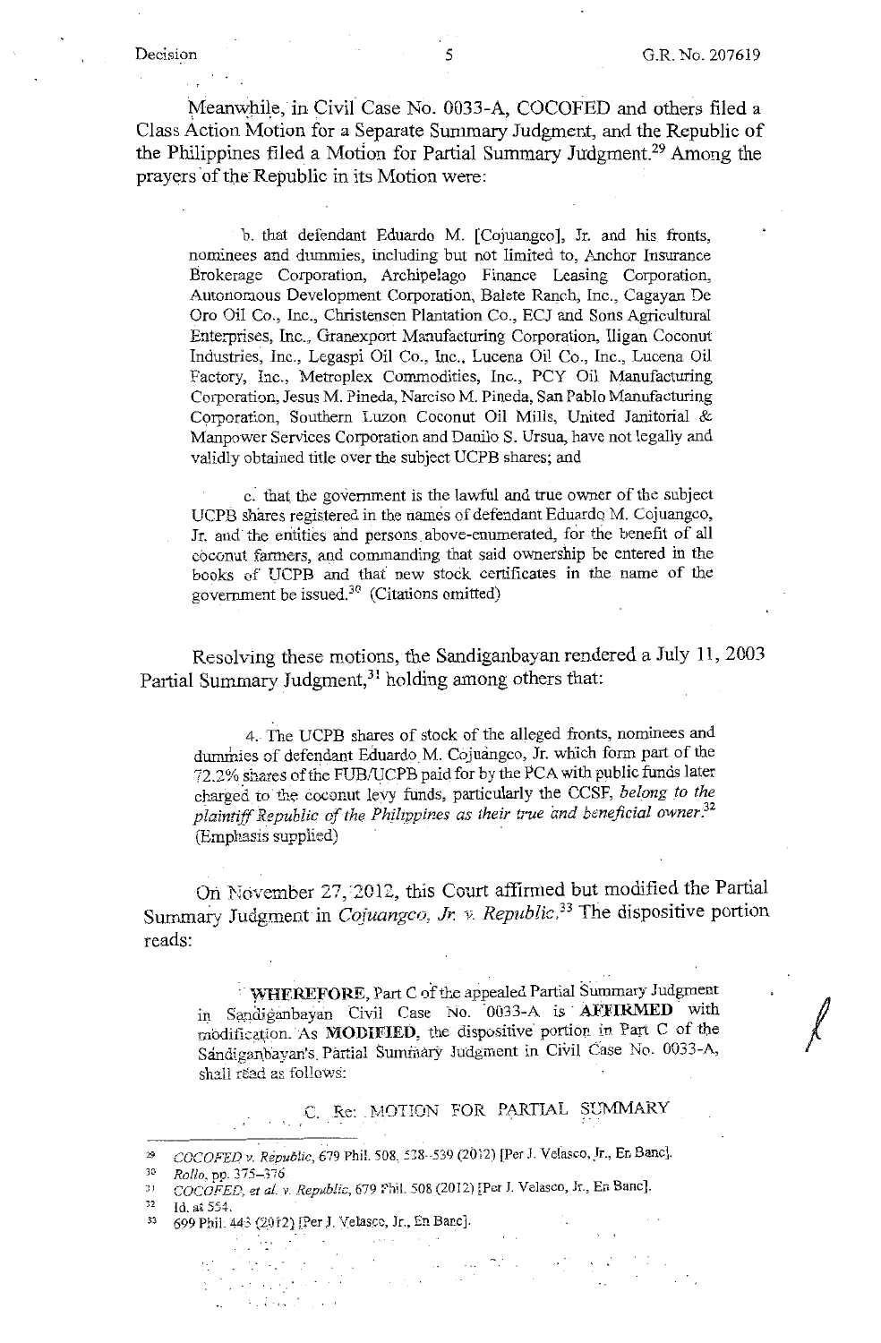Meanwhile, in Civil Case No. 0033-A, COCOFED and others filed a Class Action Motion for a Separate Summary Judgment, and the Republic of the Philippines filed a Motion for Partial Summary Judgment.[29] Among the prayers of the Republic in its Motion were:

> b. that defendant Eduardo M. [Cojuangco], Jr. and his fronts, nominees and dummies, including but not limited to, Anchor Insurance Brokerage Corporation, Archipelago Finance Leasing Corporation, Autonomous Development Corporation, Balete Ranch, Inc., Cagayan De Oro Oil Co., Inc., Christensen Plantation Co., ECJ and Sons Agricultural Enterprises, Inc., Granexport Manufacturing Corporation, Iligan Coconut Industries, Inc., Legaspi Oil Co., Inc., Lucena Oil Co., Inc., Lucena Oil Factory, Inc., Metroplex Commodities, Inc., PCY Oil Manufacturing Corporation, Jesus M. Pineda, Narciso M. Pineda, San Pablo Manufacturing Corporation, Southern Luzon Coconut Oil Mills, United Janitorial & Manpower Services Corporation and Danilo S. Ursua, have not legally and validly obtained title over the subject UCPB shares; and
>
> c. that the government is the lawful and true owner of the subject UCPB shares registered in the names of defendant Eduardo M. Cojuangco, Jr. and the entities and persons above-enumerated, for the benefit of all coconut farmers, and commanding that said ownership be entered in the books of UCPB and that new stock certificates in the name of the government be issued.[30] (Citations omitted)

Resolving these motions, the Sandiganbayan rendered a July 11, 2003 Partial Summary Judgment,[31] holding among others that:

> 4. The UCPB shares of stock of the alleged fronts, nominees and dummies of defendant Eduardo M. Cojuangco, Jr. which form part of the 72.2% shares of the FUB/UCPB paid for by the PCA with public funds later charged to the coconut levy funds, particularly the CCSF, *belong to the plaintiff Republic of the Philippines as their true and beneficial owner.*[32] (Emphasis supplied)

On November 27, 2012, this Court affirmed but modified the Partial Summary Judgment in *Cojuangco, Jr. v. Republic*.[33] The dispositive portion reads:

> **WHEREFORE**, Part C of the appealed Partial Summary Judgment in Sandiganbayan Civil Case No. 0033-A is **AFFIRMED** with modification. As **MODIFIED**, the dispositive portion in Part C of the Sandiganbayan's Partial Summary Judgment in Civil Case No. 0033-A, shall read as follows:
>
> C. Re: MOTION FOR PARTIAL SUMMARY

---

[29] *COCOFED v. Republic*, 679 Phil. 508, 538–539 (2012) [Per J. Velasco, Jr., En Banc].

[30] *Rollo*, pp. 375–376.

[31] *COCOFED, et al. v. Republic*, 679 Phil. 508 (2012) [Per J. Velasco, Jr., En Banc].

[32] Id. at 554.

[33] 699 Phil. 443 (2012) [Per J. Velasco, Jr., En Banc].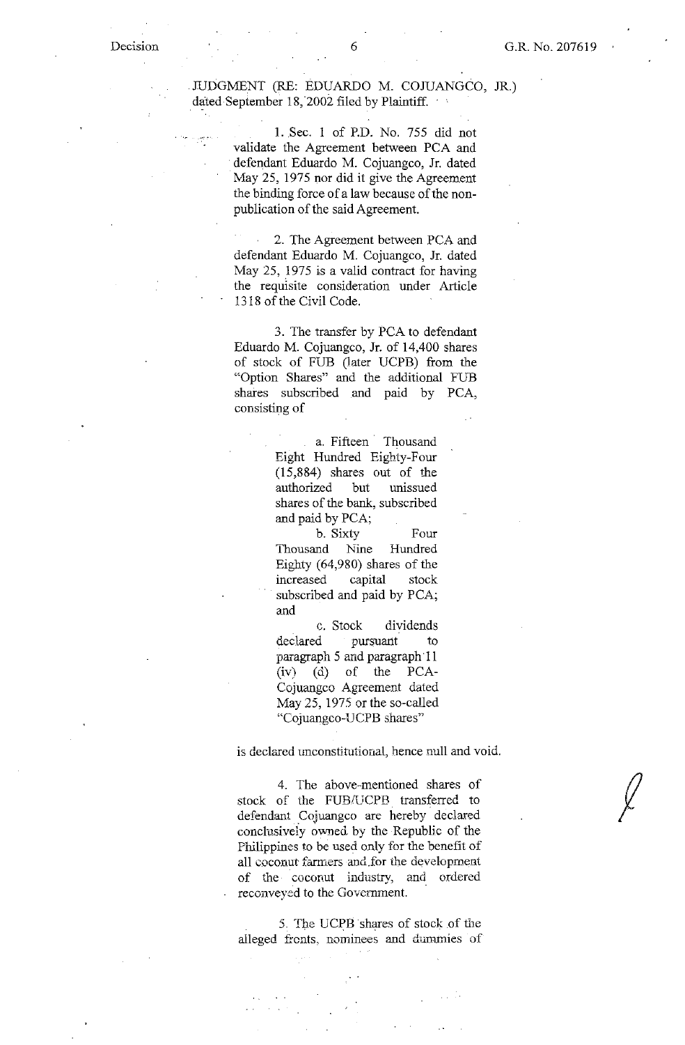JUDGMENT (RE: EDUARDO M. COJUANGCO, JR.) dated September 18, 2002 filed by Plaintiff.

> 1. Sec. 1 of P.D. No. 755 did not validate the Agreement between PCA and defendant Eduardo M. Cojuangco, Jr. dated May 25, 1975 nor did it give the Agreement the binding force of a law because of the non-publication of the said Agreement.
>
> 2. The Agreement between PCA and defendant Eduardo M. Cojuangco, Jr. dated May 25, 1975 is a valid contract for having the requisite consideration under Article 1318 of the Civil Code.
>
> 3. The transfer by PCA to defendant Eduardo M. Cojuangco, Jr. of 14,400 shares of stock of FUB (later UCPB) from the "Option Shares" and the additional FUB shares subscribed and paid by PCA, consisting of
>
> > a. Fifteen Thousand Eight Hundred Eighty-Four (15,884) shares out of the authorized but unissued shares of the bank, subscribed and paid by PCA;
> >
> > b. Sixty Four Thousand Nine Hundred Eighty (64,980) shares of the increased capital stock subscribed and paid by PCA; and
> >
> > c. Stock dividends declared pursuant to paragraph 5 and paragraph 11 (iv) (d) of the PCA-Cojuangco Agreement dated May 25, 1975 or the so-called "Cojuangco-UCPB shares"

is declared unconstitutional, hence null and void.

> 4. The above-mentioned shares of stock of the FUB/UCPB transferred to defendant Cojuangco are hereby declared conclusively owned by the Republic of the Philippines to be used only for the benefit of all coconut farmers and for the development of the coconut industry, and ordered reconveyed to the Government.
>
> 5. The UCPB shares of stock of the alleged fronts, nominees and dummies of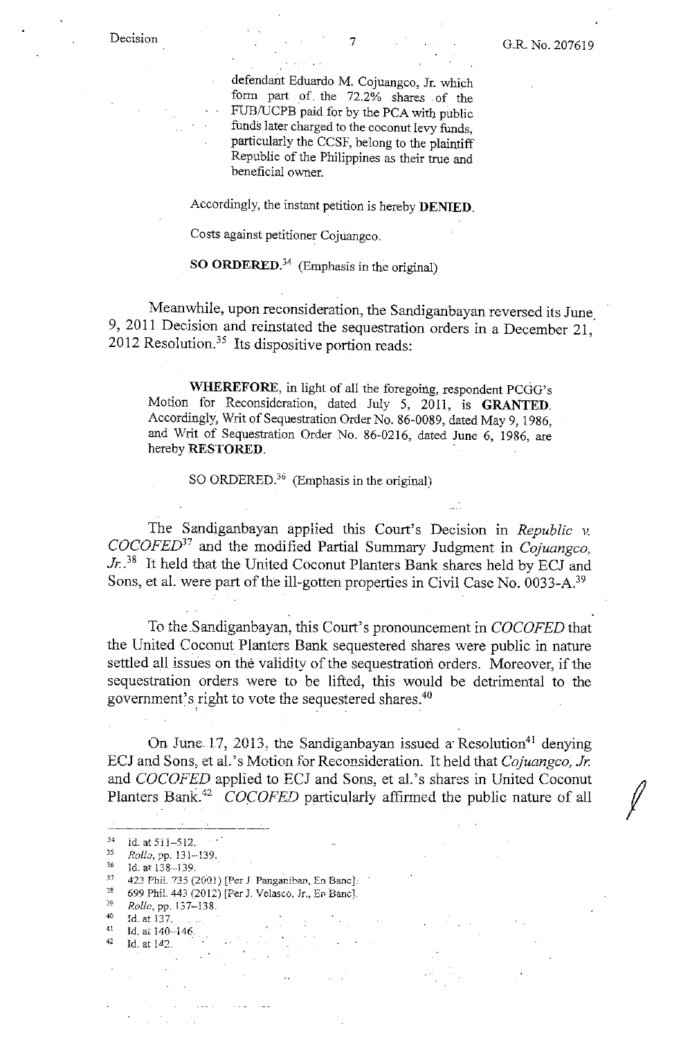> defendant Eduardo M. Cojuangco, Jr. which form part of the 72.2% shares of the FUB/UCPB paid for by the PCA with public funds later charged to the coconut levy funds, particularly the CCSF, belong to the plaintiff Republic of the Philippines as their true and beneficial owner.

Accordingly, the instant petition is hereby **DENIED**.

Costs against petitioner Cojuangco.

**SO ORDERED.**[34] (Emphasis in the original)

Meanwhile, upon reconsideration, the Sandiganbayan reversed its June 9, 2011 Decision and reinstated the sequestration orders in a December 21, 2012 Resolution.[35] Its dispositive portion reads:

> **WHEREFORE**, in light of all the foregoing, respondent PCGG's Motion for Reconsideration, dated July 5, 2011, is **GRANTED**. Accordingly, Writ of Sequestration Order No. 86-0089, dated May 9, 1986, and Writ of Sequestration Order No. 86-0216, dated June 6, 1986, are hereby **RESTORED**.
>
> SO ORDERED.[36] (Emphasis in the original)

The Sandiganbayan applied this Court's Decision in *Republic v. COCOFED*[37] and the modified Partial Summary Judgment in *Cojuangco, Jr.*.[38] It held that the United Coconut Planters Bank shares held by ECJ and Sons, et al. were part of the ill-gotten properties in Civil Case No. 0033-A.[39]

To the Sandiganbayan, this Court's pronouncement in *COCOFED* that the United Coconut Planters Bank sequestered shares were public in nature settled all issues on the validity of the sequestration orders. Moreover, if the sequestration orders were to be lifted, this would be detrimental to the government's right to vote the sequestered shares.[40]

On June 17, 2013, the Sandiganbayan issued a Resolution[41] denying ECJ and Sons, et al.'s Motion for Reconsideration. It held that *Cojuangco, Jr.* and *COCOFED* applied to ECJ and Sons, et al.'s shares in United Coconut Planters Bank.[42] *COCOFED* particularly affirmed the public nature of all

---

[34] Id. at 511–512.
[35] *Rollo*, pp. 131–139.
[36] Id. at 138–139.
[37] 423 Phil. 735 (2001) [Per J. Panganiban, En Banc].
[38] 699 Phil. 443 (2012) [Per J. Velasco, Jr., En Banc].
[39] *Rollo*, pp. 137–138.
[40] Id. at 137.
[41] Id. at 140–146.
[42] Id. at 142.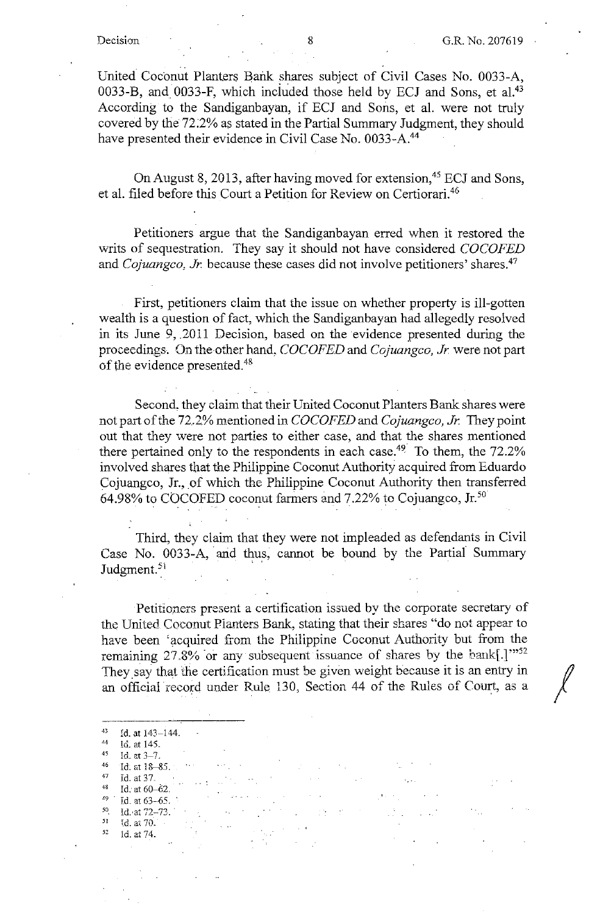United Coconut Planters Bank shares subject of Civil Cases No. 0033-A, 0033-B, and 0033-F, which included those held by ECJ and Sons, et al.[43] According to the Sandiganbayan, if ECJ and Sons, et al. were not truly covered by the 72.2% as stated in the Partial Summary Judgment, they should have presented their evidence in Civil Case No. 0033-A.[44]

On August 8, 2013, after having moved for extension,[45] ECJ and Sons, et al. filed before this Court a Petition for Review on Certiorari.[46]

Petitioners argue that the Sandiganbayan erred when it restored the writs of sequestration. They say it should not have considered *COCOFED* and *Cojuangco, Jr.* because these cases did not involve petitioners' shares.[47]

First, petitioners claim that the issue on whether property is ill-gotten wealth is a question of fact, which the Sandiganbayan had allegedly resolved in its June 9, 2011 Decision, based on the evidence presented during the proceedings. On the other hand, *COCOFED* and *Cojuangco, Jr.* were not part of the evidence presented.[48]

Second, they claim that their United Coconut Planters Bank shares were not part of the 72.2% mentioned in *COCOFED* and *Cojuangco, Jr.* They point out that they were not parties to either case, and that the shares mentioned there pertained only to the respondents in each case.[49] To them, the 72.2% involved shares that the Philippine Coconut Authority acquired from Eduardo Cojuangco, Jr., of which the Philippine Coconut Authority then transferred 64.98% to COCOFED coconut farmers and 7.22% to Cojuangco, Jr.[50]

Third, they claim that they were not impleaded as defendants in Civil Case No. 0033-A, and thus, cannot be bound by the Partial Summary Judgment.[51]

Petitioners present a certification issued by the corporate secretary of the United Coconut Planters Bank, stating that their shares "do not appear to have been 'acquired from the Philippine Coconut Authority but from the remaining 27.8% or any subsequent issuance of shares by the bank[.]'"[52] They say that the certification must be given weight because it is an entry in an official record under Rule 130, Section 44 of the Rules of Court, as a

---

[43] Id. at 143–144.
[44] Id. at 145.
[45] Id. at 3–7.
[46] Id. at 18–85.
[47] Id. at 37.
[48] Id. at 60–62.
[49] Id. at 63–65.
[50] Id. at 72–73.
[51] Id. at 70.
[52] Id. at 74.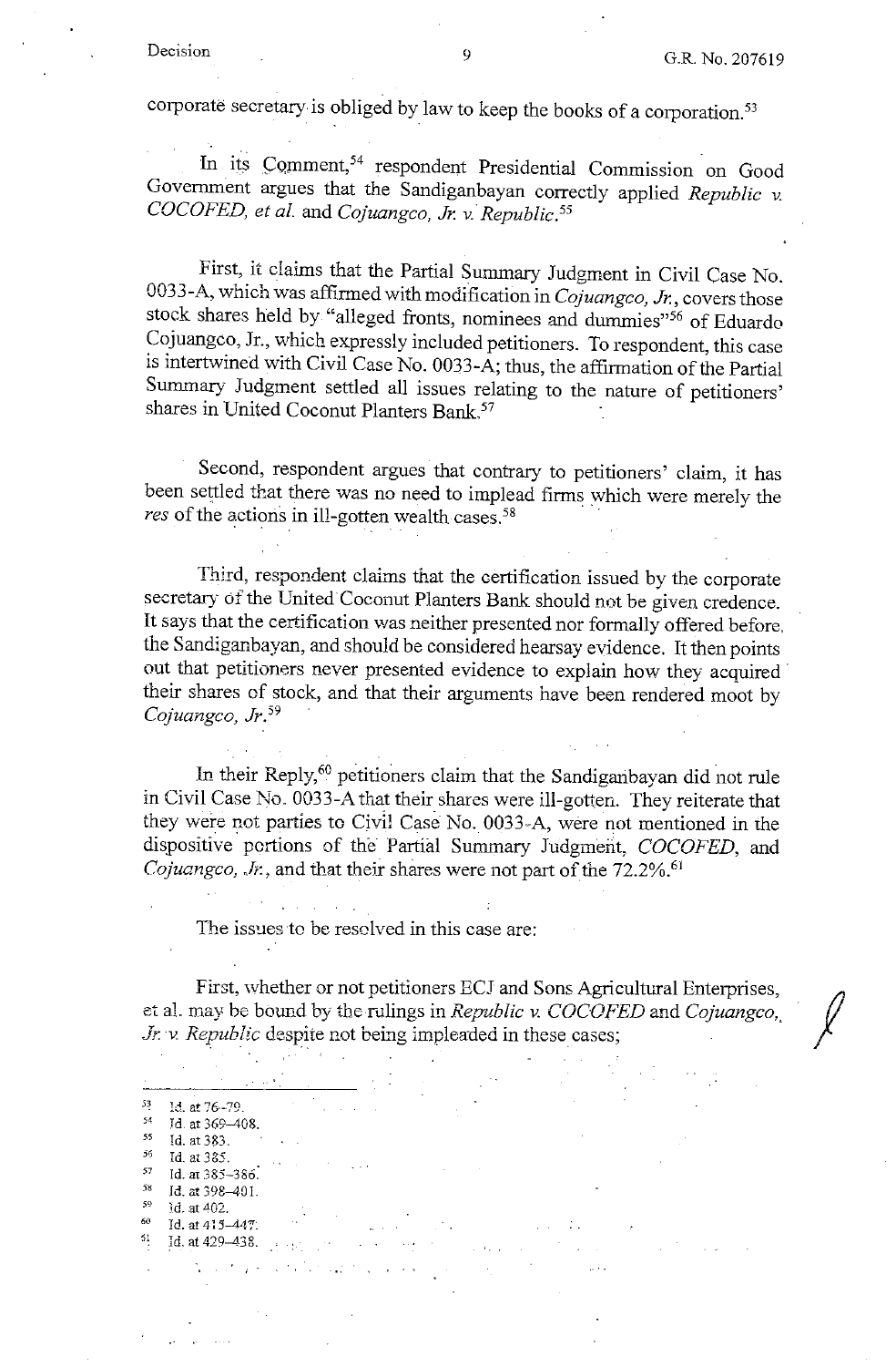corporate secretary is obliged by law to keep the books of a corporation.[53]

In its Comment,[54] respondent Presidential Commission on Good Government argues that the Sandiganbayan correctly applied *Republic v. COCOFED, et al.* and *Cojuangco, Jr. v. Republic*.[55]

First, it claims that the Partial Summary Judgment in Civil Case No. 0033-A, which was affirmed with modification in *Cojuangco, Jr.*, covers those stock shares held by "alleged fronts, nominees and dummies"[56] of Eduardo Cojuangco, Jr., which expressly included petitioners. To respondent, this case is intertwined with Civil Case No. 0033-A; thus, the affirmation of the Partial Summary Judgment settled all issues relating to the nature of petitioners' shares in United Coconut Planters Bank.[57]

Second, respondent argues that contrary to petitioners' claim, it has been settled that there was no need to implead firms which were merely the *res* of the actions in ill-gotten wealth cases.[58]

Third, respondent claims that the certification issued by the corporate secretary of the United Coconut Planters Bank should not be given credence. It says that the certification was neither presented nor formally offered before the Sandiganbayan, and should be considered hearsay evidence. It then points out that petitioners never presented evidence to explain how they acquired their shares of stock, and that their arguments have been rendered moot by *Cojuangco, Jr.*[59]

In their Reply,[60] petitioners claim that the Sandiganbayan did not rule in Civil Case No. 0033-A that their shares were ill-gotten. They reiterate that they were not parties to Civil Case No. 0033-A, were not mentioned in the dispositive portions of the Partial Summary Judgment, *COCOFED*, and *Cojuangco, Jr.*, and that their shares were not part of the 72.2%.[61]

The issues to be resolved in this case are:

First, whether or not petitioners ECJ and Sons Agricultural Enterprises, et al. may be bound by the rulings in *Republic v. COCOFED* and *Cojuangco, Jr. v. Republic* despite not being impleaded in these cases;

---

[53] Id. at 76–79.
[54] Id. at 369–408.
[55] Id. at 383.
[56] Id. at 385.
[57] Id. at 385–386.
[58] Id. at 398–401.
[59] Id. at 402.
[60] Id. at 415–447.
[61] Id. at 429–438.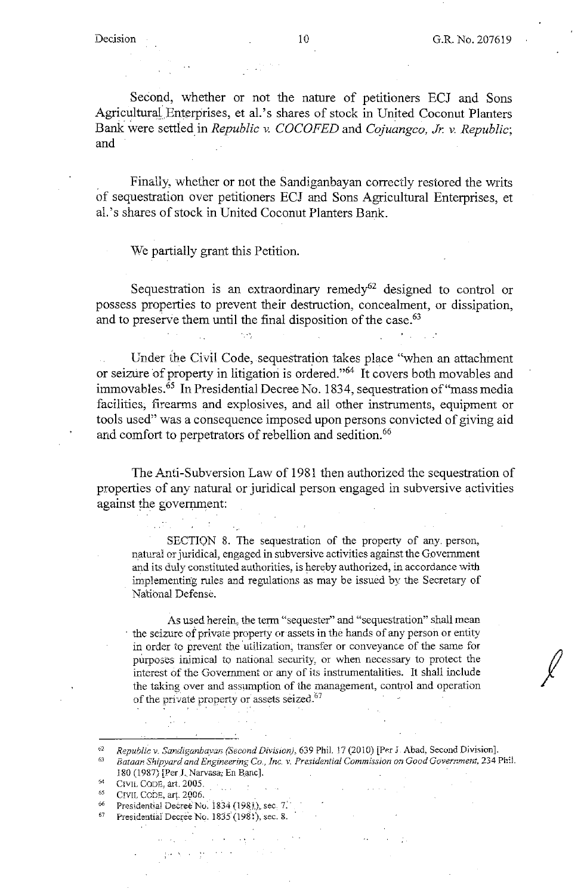Second, whether or not the nature of petitioners ECJ and Sons Agricultural Enterprises, et al.'s shares of stock in United Coconut Planters Bank were settled in *Republic v. COCOFED* and *Cojuangco, Jr. v. Republic*; and

Finally, whether or not the Sandiganbayan correctly restored the writs of sequestration over petitioners ECJ and Sons Agricultural Enterprises, et al.'s shares of stock in United Coconut Planters Bank.

We partially grant this Petition.

Sequestration is an extraordinary remedy[62] designed to control or possess properties to prevent their destruction, concealment, or dissipation, and to preserve them until the final disposition of the case.[63]

Under the Civil Code, sequestration takes place "when an attachment or seizure of property in litigation is ordered."[64] It covers both movables and immovables.[65] In Presidential Decree No. 1834, sequestration of "mass media facilities, firearms and explosives, and all other instruments, equipment or tools used" was a consequence imposed upon persons convicted of giving aid and comfort to perpetrators of rebellion and sedition.[66]

The Anti-Subversion Law of 1981 then authorized the sequestration of properties of any natural or juridical person engaged in subversive activities against the government:

> SECTION 8. The sequestration of the property of any person, natural or juridical, engaged in subversive activities against the Government and its duly constituted authorities, is hereby authorized, in accordance with implementing rules and regulations as may be issued by the Secretary of National Defense.
>
> As used herein, the term "sequester" and "sequestration" shall mean the seizure of private property or assets in the hands of any person or entity in order to prevent the utilization, transfer or conveyance of the same for purposes inimical to national security, or when necessary to protect the interest of the Government or any of its instrumentalities. It shall include the taking over and assumption of the management, control and operation of the private property or assets seized.[67]

---

[62] *Republic v. Sandiganbayan (Second Division)*, 639 Phil. 17 (2010) [Per J. Abad, Second Division].

[63] *Bataan Shipyard and Engineering Co., Inc. v. Presidential Commission on Good Government*, 234 Phil. 180 (1987) [Per J. Narvasa, En Banc].

[64] CIVIL CODE, art. 2005.

[65] CIVIL CODE, art. 2006.

[66] Presidential Decree No. 1834 (1981), sec. 7.

[67] Presidential Decree No. 1835 (1981), sec. 8.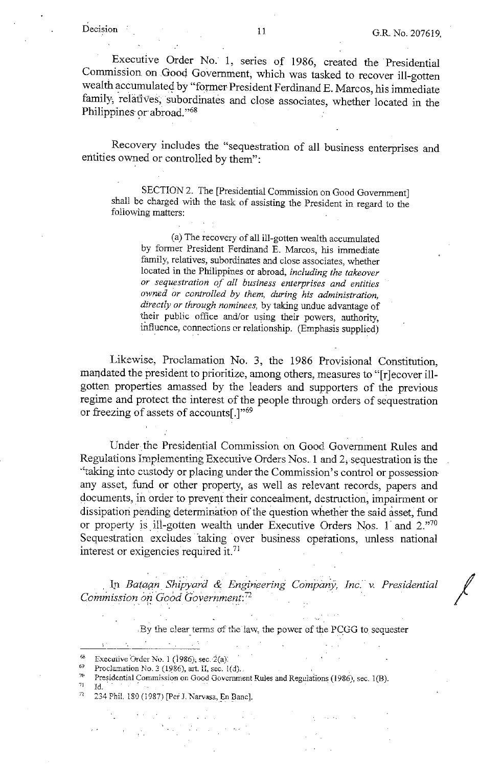Executive Order No. 1, series of 1986, created the Presidential Commission on Good Government, which was tasked to recover ill-gotten wealth accumulated by "former President Ferdinand E. Marcos, his immediate family, relatives, subordinates and close associates, whether located in the Philippines or abroad."[68]

Recovery includes the "sequestration of all business enterprises and entities owned or controlled by them":

> SECTION 2. The [Presidential Commission on Good Government] shall be charged with the task of assisting the President in regard to the following matters:
>
> > (a) The recovery of all ill-gotten wealth accumulated by former President Ferdinand E. Marcos, his immediate family, relatives, subordinates and close associates, whether located in the Philippines or abroad, *including the takeover or sequestration of all business enterprises and entities owned or controlled by them, during his administration, directly or through nominees,* by taking undue advantage of their public office and/or using their powers, authority, influence, connections or relationship. (Emphasis supplied)

Likewise, Proclamation No. 3, the 1986 Provisional Constitution, mandated the president to prioritize, among others, measures to "[r]ecover ill-gotten properties amassed by the leaders and supporters of the previous regime and protect the interest of the people through orders of sequestration or freezing of assets of accounts[.]"[69]

Under the Presidential Commission on Good Government Rules and Regulations Implementing Executive Orders Nos. 1 and 2, sequestration is the "taking into custody or placing under the Commission's control or possession any asset, fund or other property, as well as relevant records, papers and documents, in order to prevent their concealment, destruction, impairment or dissipation pending determination of the question whether the said asset, fund or property is ill-gotten wealth under Executive Orders Nos. 1 and 2."[70] Sequestration excludes taking over business operations, unless national interest or exigencies required it.[71]

In *Bataan Shipyard & Engineering Company, Inc. v. Presidential Commission on Good Government*:[72]

> By the clear terms of the law, the power of the PCGG to sequester

---

[68] Executive Order No. 1 (1986), sec. 2(a).

[69] Proclamation No. 3 (1986), art. II, sec. 1(d).

[70] Presidential Commission on Good Government Rules and Regulations (1986), sec. 1(B).

[71] Id.

[72] 234 Phil. 180 (1987) [Per J. Narvasa, En Banc].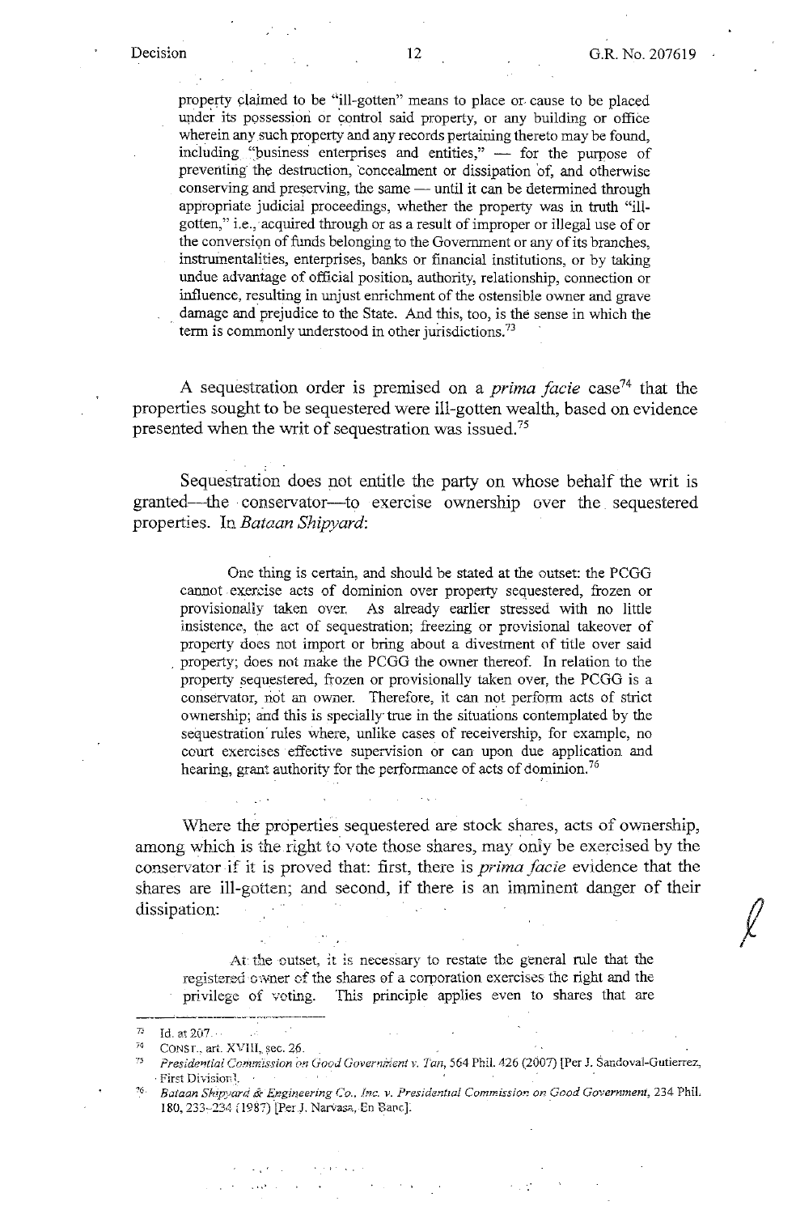> property claimed to be "ill-gotten" means to place or cause to be placed under its possession or control said property, or any building or office wherein any such property and any records pertaining thereto may be found, including "business enterprises and entities," — for the purpose of preventing the destruction, concealment or dissipation of, and otherwise conserving and preserving, the same — until it can be determined through appropriate judicial proceedings, whether the property was in truth "ill-gotten," i.e., acquired through or as a result of improper or illegal use of or the conversion of funds belonging to the Government or any of its branches, instrumentalities, enterprises, banks or financial institutions, or by taking undue advantage of official position, authority, relationship, connection or influence, resulting in unjust enrichment of the ostensible owner and grave damage and prejudice to the State. And this, too, is the sense in which the term is commonly understood in other jurisdictions.[73]

A sequestration order is premised on a *prima facie* case[74] that the properties sought to be sequestered were ill-gotten wealth, based on evidence presented when the writ of sequestration was issued.[75]

Sequestration does not entitle the party on whose behalf the writ is granted—the conservator—to exercise ownership over the sequestered properties. In *Bataan Shipyard*:

> One thing is certain, and should be stated at the outset: the PCGG cannot exercise acts of dominion over property sequestered, frozen or provisionally taken over. As already earlier stressed with no little insistence, the act of sequestration; freezing or provisional takeover of property does not import or bring about a divestment of title over said property; does not make the PCGG the owner thereof. In relation to the property sequestered, frozen or provisionally taken over, the PCGG is a conservator, not an owner. Therefore, it can not perform acts of strict ownership; and this is specially true in the situations contemplated by the sequestration rules where, unlike cases of receivership, for example, no court exercises effective supervision or can upon due application and hearing, grant authority for the performance of acts of dominion.[76]

Where the properties sequestered are stock shares, acts of ownership, among which is the right to vote those shares, may only be exercised by the conservator if it is proved that: first, there is *prima facie* evidence that the shares are ill-gotten; and second, if there is an imminent danger of their dissipation:

> At the outset, it is necessary to restate the general rule that the registered owner of the shares of a corporation exercises the right and the privilege of voting. This principle applies even to shares that are

---

[73] Id. at 207.

[74] CONST., art. XVIII, sec. 26.

[75] *Presidential Commission on Good Government v. Tan*, 564 Phil. 426 (2007) [Per J. Sandoval-Gutierrez, First Division].

[76] *Bataan Shipyard & Engineering Co., Inc. v. Presidential Commission on Good Government*, 234 Phil. 180, 233-234 (1987) [Per J. Narvasa, En Banc].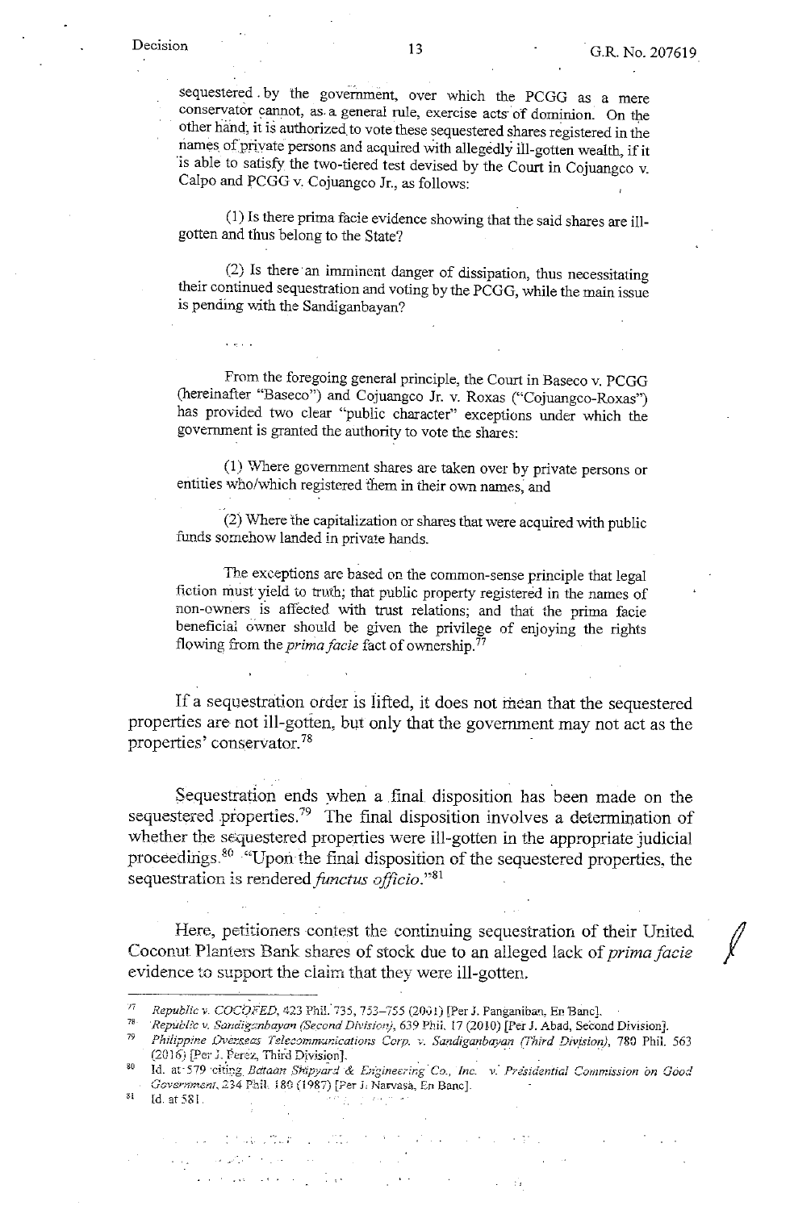sequestered by the government, over which the PCGG as a mere conservator cannot, as a general rule, exercise acts of dominion. On the other hand, it is authorized to vote these sequestered shares registered in the names of private persons and acquired with allegedly ill-gotten wealth, if it is able to satisfy the two-tiered test devised by the Court in Cojuangco v. Calpo and PCGG v. Cojuangco Jr., as follows:

> (1) Is there prima facie evidence showing that the said shares are ill-gotten and thus belong to the State?
>
> (2) Is there an imminent danger of dissipation, thus necessitating their continued sequestration and voting by the PCGG, while the main issue is pending with the Sandiganbayan?

. . . .

From the foregoing general principle, the Court in Baseco v. PCGG (hereinafter "Baseco") and Cojuangco Jr. v. Roxas ("Cojuangco-Roxas") has provided two clear "public character" exceptions under which the government is granted the authority to vote the shares:

> (1) Where government shares are taken over by private persons or entities who/which registered them in their own names, and
>
> (2) Where the capitalization or shares that were acquired with public funds somehow landed in private hands.

The exceptions are based on the common-sense principle that legal fiction must yield to truth; that public property registered in the names of non-owners is affected with trust relations; and that the prima facie beneficial owner should be given the privilege of enjoying the rights flowing from the *prima facie* fact of ownership.[77]

If a sequestration order is lifted, it does not mean that the sequestered properties are not ill-gotten, but only that the government may not act as the properties' conservator.[78]

Sequestration ends when a final disposition has been made on the sequestered properties.[79] The final disposition involves a determination of whether the sequestered properties were ill-gotten in the appropriate judicial proceedings.[80] "Upon the final disposition of the sequestered properties, the sequestration is rendered *functus officio*."[81]

Here, petitioners contest the continuing sequestration of their United Coconut Planters Bank shares of stock due to an alleged lack of *prima facie* evidence to support the claim that they were ill-gotten.

---

[77] *Republic v. COCOFED*, 423 Phil. 735, 753–755 (2001) [Per J. Panganiban, En Banc].

[78] *Republic v. Sandiganbayan (Second Division)*, 639 Phil. 17 (2010) [Per J. Abad, Second Division].

[79] *Philippine Overseas Telecommunications Corp. v. Sandiganbayan (Third Division)*, 780 Phil. 563 (2016) [Per J. Perez, Third Division].

[80] Id. at 579 citing *Bataan Shipyard & Engineering Co., Inc. v. Presidential Commission on Good Government*, 234 Phil. 180 (1987) [Per J. Narvasa, En Banc].

[81] Id. at 581.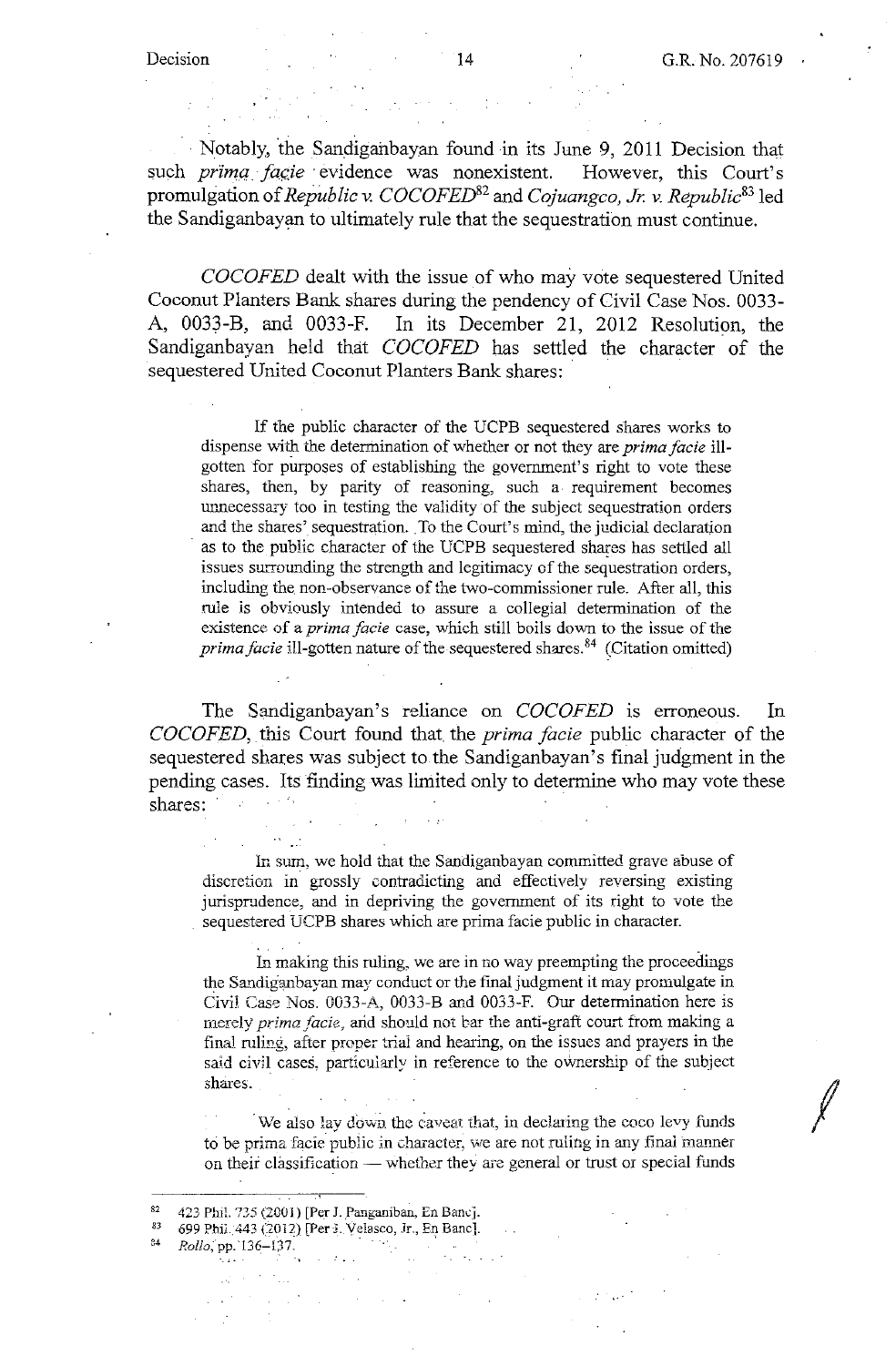Notably, the Sandiganbayan found in its June 9, 2011 Decision that such *prima facie* evidence was nonexistent. However, this Court's promulgation of *Republic v. COCOFED*[82] and *Cojuangco, Jr. v. Republic*[83] led the Sandiganbayan to ultimately rule that the sequestration must continue.

*COCOFED* dealt with the issue of who may vote sequestered United Coconut Planters Bank shares during the pendency of Civil Case Nos. 0033-A, 0033-B, and 0033-F. In its December 21, 2012 Resolution, the Sandiganbayan held that *COCOFED* has settled the character of the sequestered United Coconut Planters Bank shares:

> If the public character of the UCPB sequestered shares works to dispense with the determination of whether or not they are *prima facie* ill-gotten for purposes of establishing the government's right to vote these shares, then, by parity of reasoning, such a requirement becomes unnecessary too in testing the validity of the subject sequestration orders and the shares' sequestration. To the Court's mind, the judicial declaration as to the public character of the UCPB sequestered shares has settled all issues surrounding the strength and legitimacy of the sequestration orders, including the non-observance of the two-commissioner rule. After all, this rule is obviously intended to assure a collegial determination of the existence of a *prima facie* case, which still boils down to the issue of the *prima facie* ill-gotten nature of the sequestered shares.[84] (Citation omitted)

The Sandiganbayan's reliance on *COCOFED* is erroneous. In *COCOFED*, this Court found that the *prima facie* public character of the sequestered shares was subject to the Sandiganbayan's final judgment in the pending cases. Its finding was limited only to determine who may vote these shares:

> In sum, we hold that the Sandiganbayan committed grave abuse of discretion in grossly contradicting and effectively reversing existing jurisprudence, and in depriving the government of its right to vote the sequestered UCPB shares which are prima facie public in character.
>
> In making this ruling, we are in no way preempting the proceedings the Sandiganbayan may conduct or the final judgment it may promulgate in Civil Case Nos. 0033-A, 0033-B and 0033-F. Our determination here is merely *prima facie*, and should not bar the anti-graft court from making a final ruling, after proper trial and hearing, on the issues and prayers in the said civil cases, particularly in reference to the ownership of the subject shares.
>
> We also lay down the caveat that, in declaring the coco levy funds to be prima facie public in character, we are not ruling in any final manner on their classification — whether they are general or trust or special funds

---

[82] 423 Phil. 735 (2001) [Per J. Panganiban, En Banc].

[83] 699 Phil. 443 (2012) [Per J. Velasco, Jr., En Banc].

[84] *Rollo*, pp. 136–137.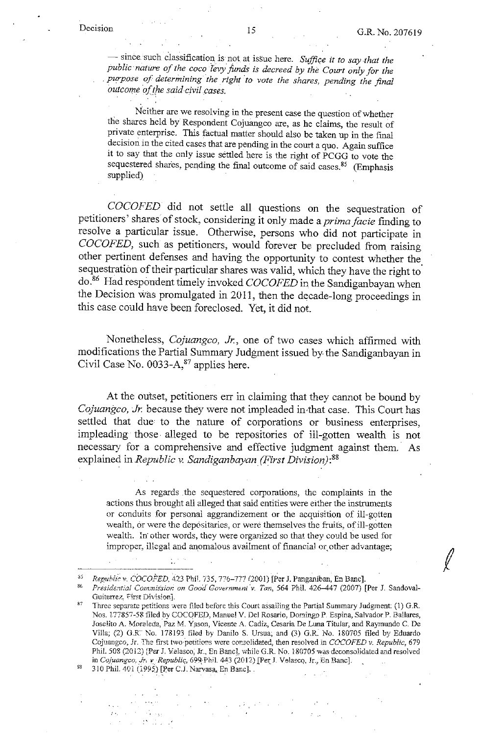— since such classification is not at issue here. *Suffice it to say that the public nature of the coco levy funds is decreed by the Court only for the purpose of determining the right to vote the shares, pending the final outcome of the said civil cases.*

Neither are we resolving in the present case the question of whether the shares held by Respondent Cojuangco are, as he claims, the result of private enterprise. This factual matter should also be taken up in the final decision in the cited cases that are pending in the court a quo. Again suffice it to say that the only issue settled here is the right of PCGG to vote the sequestered shares, pending the final outcome of said cases.[85] (Emphasis supplied)

*COCOFED* did not settle all questions on the sequestration of petitioners' shares of stock, considering it only made a *prima facie* finding to resolve a particular issue. Otherwise, persons who did not participate in *COCOFED*, such as petitioners, would forever be precluded from raising other pertinent defenses and having the opportunity to contest whether the sequestration of their particular shares was valid, which they have the right to do.[86] Had respondent timely invoked *COCOFED* in the Sandiganbayan when the Decision was promulgated in 2011, then the decade-long proceedings in this case could have been foreclosed. Yet, it did not.

Nonetheless, *Cojuangco, Jr.*, one of two cases which affirmed with modifications the Partial Summary Judgment issued by the Sandiganbayan in Civil Case No. 0033-A,[87] applies here.

At the outset, petitioners err in claiming that they cannot be bound by *Cojuangco, Jr.* because they were not impleaded in that case. This Court has settled that due to the nature of corporations or business enterprises, impleading those alleged to be repositories of ill-gotten wealth is not necessary for a comprehensive and effective judgment against them. As explained in *Republic v. Sandiganbayan (First Division)*:[88]

As regards the sequestered corporations, the complaints in the actions thus brought all alleged that said entities were either the instruments or conduits for personal aggrandizement or the acquisition of ill-gotten wealth, or were the depositaries, or were themselves the fruits, of ill-gotten wealth. In other words, they were organized so that they could be used for improper, illegal and anomalous availment of financial or other advantage;

---

[85] *Republic v. COCOFED*, 423 Phil. 735, 776–777 (2001) [Per J. Panganiban, En Banc].

[86] *Presidential Commission on Good Government v. Tan*, 564 Phil. 426–447 (2007) [Per J. Sandoval-Guiterrez, First Division].

[87] Three separate petitions were filed before this Court assailing the Partial Summary Judgment: (1) G.R. Nos. 177857-58 filed by COCOFED, Manuel V. Del Rosario, Domingo P. Espina, Salvador P. Ballares, Joselito A. Moraleda, Paz M. Yason, Vicente A. Cadiz, Cesaria De Luna Titular, and Raymundo C. De Villa; (2) G.R. No. 178193 filed by Danilo S. Ursua; and (3) G.R. No. 180705 filed by Eduardo Cojuangco, Jr. The first two petitions were consolidated, then resolved in *COCOFED v. Republic*, 679 Phil. 508 (2012) [Per J. Velasco, Jr., En Banc], while G.R. No. 180705 was deconsolidated and resolved in *Cojuangco, Jr. v. Republic*, 699 Phil. 443 (2012) [Per J. Velasco, Jr., En Banc].

[88] 310 Phil. 401 (1995) [Per C.J. Narvasa, En Banc].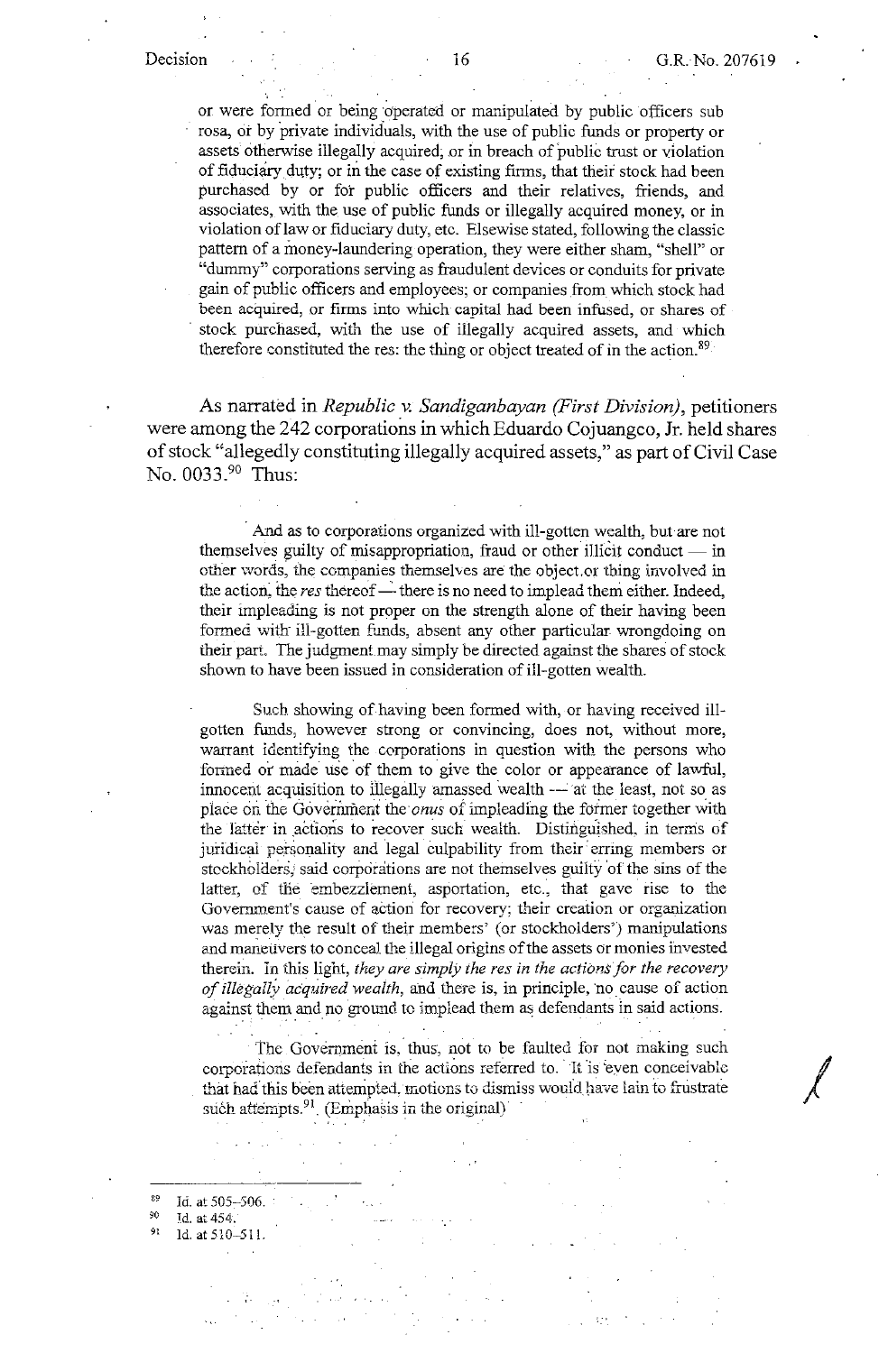> or were formed or being operated or manipulated by public officers sub rosa, or by private individuals, with the use of public funds or property or assets otherwise illegally acquired, or in breach of public trust or violation of fiduciary duty; or in the case of existing firms, that their stock had been purchased by or for public officers and their relatives, friends, and associates, with the use of public funds or illegally acquired money, or in violation of law or fiduciary duty, etc. Elsewise stated, following the classic pattern of a money-laundering operation, they were either sham, "shell" or "dummy" corporations serving as fraudulent devices or conduits for private gain of public officers and employees; or companies from which stock had been acquired, or firms into which capital had been infused, or shares of stock purchased, with the use of illegally acquired assets, and which therefore constituted the res: the thing or object treated of in the action.[89]

As narrated in *Republic v. Sandiganbayan (First Division)*, petitioners were among the 242 corporations in which Eduardo Cojuangco, Jr. held shares of stock "allegedly constituting illegally acquired assets," as part of Civil Case No. 0033.[90] Thus:

> And as to corporations organized with ill-gotten wealth, but are not themselves guilty of misappropriation, fraud or other illicit conduct — in other words, the companies themselves are the object or thing involved in the action, the *res* thereof — there is no need to implead them either. Indeed, their impleading is not proper on the strength alone of their having been formed with ill-gotten funds, absent any other particular wrongdoing on their part. The judgment may simply be directed against the shares of stock shown to have been issued in consideration of ill-gotten wealth.
>
> Such showing of having been formed with, or having received ill-gotten funds, however strong or convincing, does not, without more, warrant identifying the corporations in question with the persons who formed or made use of them to give the color or appearance of lawful, innocent acquisition to illegally amassed wealth — at the least, not so as place on the Government the *onus* of impleading the former together with the latter in actions to recover such wealth. Distinguished, in terms of juridical personality and legal culpability from their erring members or stockholders, said corporations are not themselves guilty of the sins of the latter, of the embezzlement, asportation, etc., that gave rise to the Government's cause of action for recovery; their creation or organization was merely the result of their members' (or stockholders') manipulations and maneuvers to conceal the illegal origins of the assets or monies invested therein. In this light, *they are simply the res in the actions for the recovery of illegally acquired wealth*, and there is, in principle, no cause of action against them and no ground to implead them as defendants in said actions.
>
> The Government is, thus, not to be faulted for not making such corporations defendants in the actions referred to. It is even conceivable that had this been attempted, motions to dismiss would have lain to frustrate such attempts.[91] (Emphasis in the original)

---

[89] Id. at 505–506.

[90] Id. at 454.

[91] Id. at 510–511.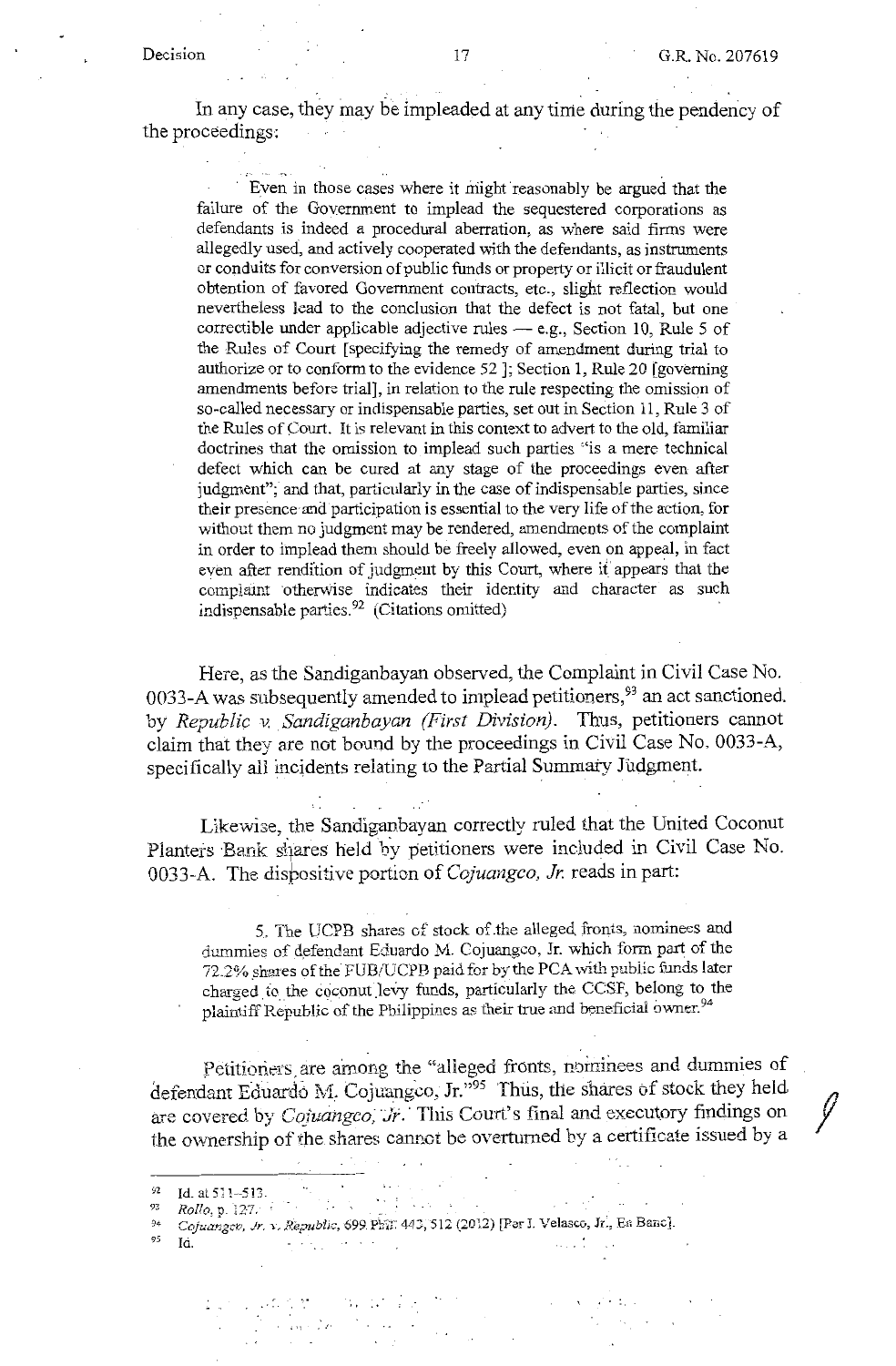In any case, they may be impleaded at any time during the pendency of the proceedings:

> Even in those cases where it might reasonably be argued that the failure of the Government to implead the sequestered corporations as defendants is indeed a procedural aberration, as where said firms were allegedly used, and actively cooperated with the defendants, as instruments or conduits for conversion of public funds or property or illicit or fraudulent obtention of favored Government contracts, etc., slight reflection would nevertheless lead to the conclusion that the defect is not fatal, but one correctible under applicable adjective rules — e.g., Section 10, Rule 5 of the Rules of Court [specifying the remedy of amendment during trial to authorize or to conform to the evidence 52 ]; Section 1, Rule 20 [governing amendments before trial], in relation to the rule respecting the omission of so-called necessary or indispensable parties, set out in Section 11, Rule 3 of the Rules of Court. It is relevant in this context to advert to the old, familiar doctrines that the omission to implead such parties "is a mere technical defect which can be cured at any stage of the proceedings even after judgment"; and that, particularly in the case of indispensable parties, since their presence and participation is essential to the very life of the action, for without them no judgment may be rendered, amendments of the complaint in order to implead them should be freely allowed, even on appeal, in fact even after rendition of judgment by this Court, where it appears that the complaint otherwise indicates their identity and character as such indispensable parties.[92] (Citations omitted)

Here, as the Sandiganbayan observed, the Complaint in Civil Case No. 0033-A was subsequently amended to implead petitioners,[93] an act sanctioned by *Republic v. Sandiganbayan (First Division)*. Thus, petitioners cannot claim that they are not bound by the proceedings in Civil Case No. 0033-A, specifically all incidents relating to the Partial Summary Judgment.

Likewise, the Sandiganbayan correctly ruled that the United Coconut Planters Bank shares held by petitioners were included in Civil Case No. 0033-A. The dispositive portion of *Cojuangco, Jr.* reads in part:

> 5. The UCPB shares of stock of the alleged fronts, nominees and dummies of defendant Eduardo M. Cojuangco, Jr. which form part of the 72.2% shares of the FUB/UCPB paid for by the PCA with public funds later charged to the coconut levy funds, particularly the CCSF, belong to the plaintiff Republic of the Philippines as their true and beneficial owner.[94]

Petitioners are among the "alleged fronts, nominees and dummies of defendant Eduardo M. Cojuangco, Jr."[95] Thus, the shares of stock they held are covered by *Cojuangco, Jr.* This Court's final and executory findings on the ownership of the shares cannot be overturned by a certificate issued by a

---

[92] Id. at 511–513.

[93] *Rollo*, p. 127.

[94] *Cojuangco, Jr. v. Republic*, 699 Phil. 443, 512 (2012) [Per J. Velasco, Jr., En Banc].

[95] Id.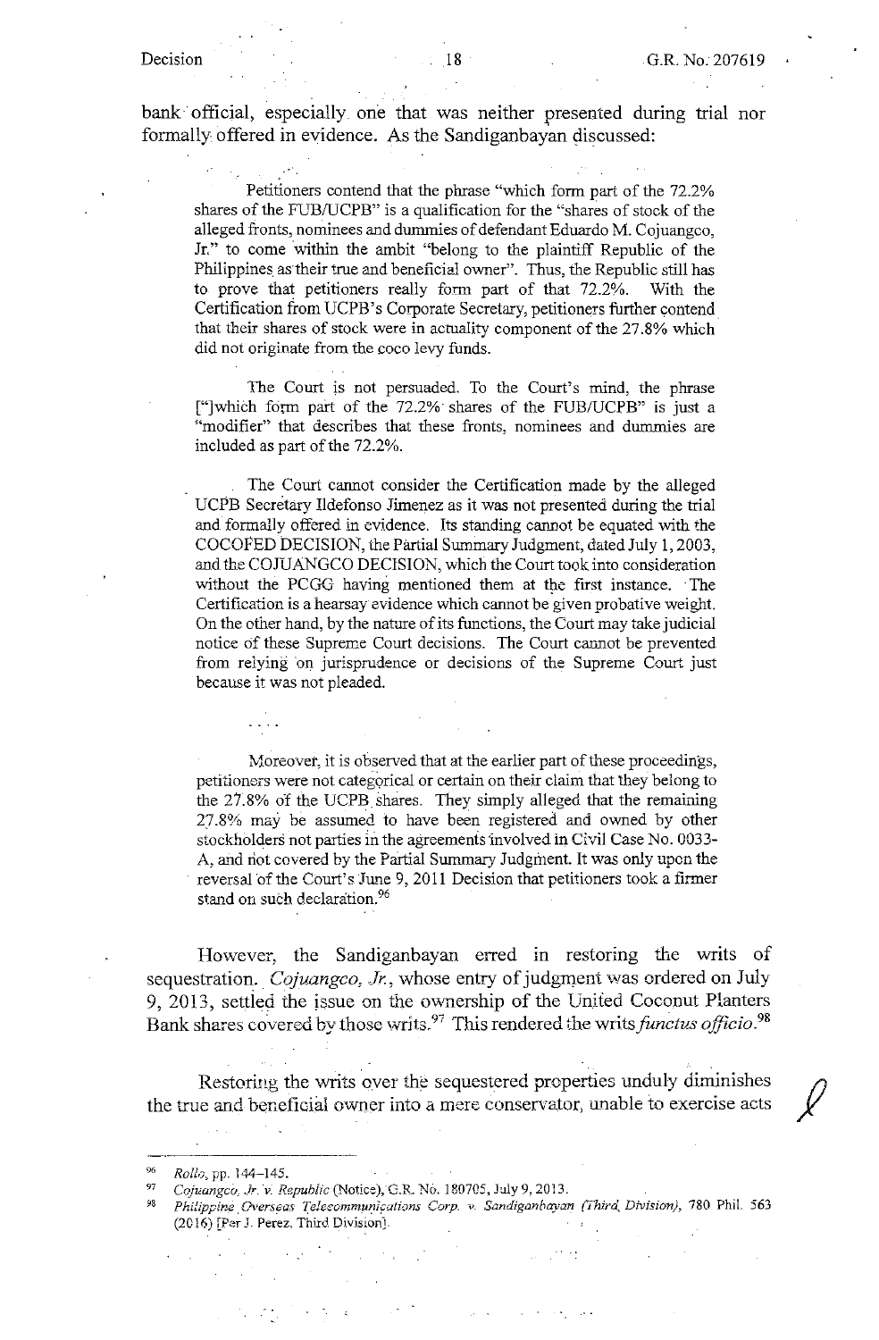bank official, especially one that was neither presented during trial nor formally offered in evidence. As the Sandiganbayan discussed:

> Petitioners contend that the phrase "which form part of the 72.2% shares of the FUB/UCPB" is a qualification for the "shares of stock of the alleged fronts, nominees and dummies of defendant Eduardo M. Cojuangco, Jr." to come within the ambit "belong to the plaintiff Republic of the Philippines as their true and beneficial owner". Thus, the Republic still has to prove that petitioners really form part of that 72.2%. With the Certification from UCPB's Corporate Secretary, petitioners further contend that their shares of stock were in actuality component of the 27.8% which did not originate from the coco levy funds.
>
> The Court is not persuaded. To the Court's mind, the phrase ["]which form part of the 72.2% shares of the FUB/UCPB" is just a "modifier" that describes that these fronts, nominees and dummies are included as part of the 72.2%.
>
> The Court cannot consider the Certification made by the alleged UCPB Secretary Ildefonso Jimenez as it was not presented during the trial and formally offered in evidence. Its standing cannot be equated with the COCOFED DECISION, the Partial Summary Judgment, dated July 1, 2003, and the COJUANGCO DECISION, which the Court took into consideration without the PCGG having mentioned them at the first instance. The Certification is a hearsay evidence which cannot be given probative weight. On the other hand, by the nature of its functions, the Court may take judicial notice of these Supreme Court decisions. The Court cannot be prevented from relying on jurisprudence or decisions of the Supreme Court just because it was not pleaded.
>
> . . . .
>
> Moreover, it is observed that at the earlier part of these proceedings, petitioners were not categorical or certain on their claim that they belong to the 27.8% of the UCPB shares. They simply alleged that the remaining 27.8% may be assumed to have been registered and owned by other stockholders not parties in the agreements involved in Civil Case No. 0033-A, and not covered by the Partial Summary Judgment. It was only upon the reversal of the Court's June 9, 2011 Decision that petitioners took a firmer stand on such declaration.[96]

However, the Sandiganbayan erred in restoring the writs of sequestration. *Cojuangco, Jr.*, whose entry of judgment was ordered on July 9, 2013, settled the issue on the ownership of the United Coconut Planters Bank shares covered by those writs.[97] This rendered the writs *functus officio*.[98]

Restoring the writs over the sequestered properties unduly diminishes the true and beneficial owner into a mere conservator, unable to exercise acts

---

[96] *Rollo*, pp. 144–145.

[97] *Cojuangco, Jr. v. Republic* (Notice), G.R. No. 180705, July 9, 2013.

[98] *Philippine Overseas Telecommunications Corp. v. Sandiganbayan (Third Division)*, 780 Phil. 563 (2016) [Per J. Perez, Third Division].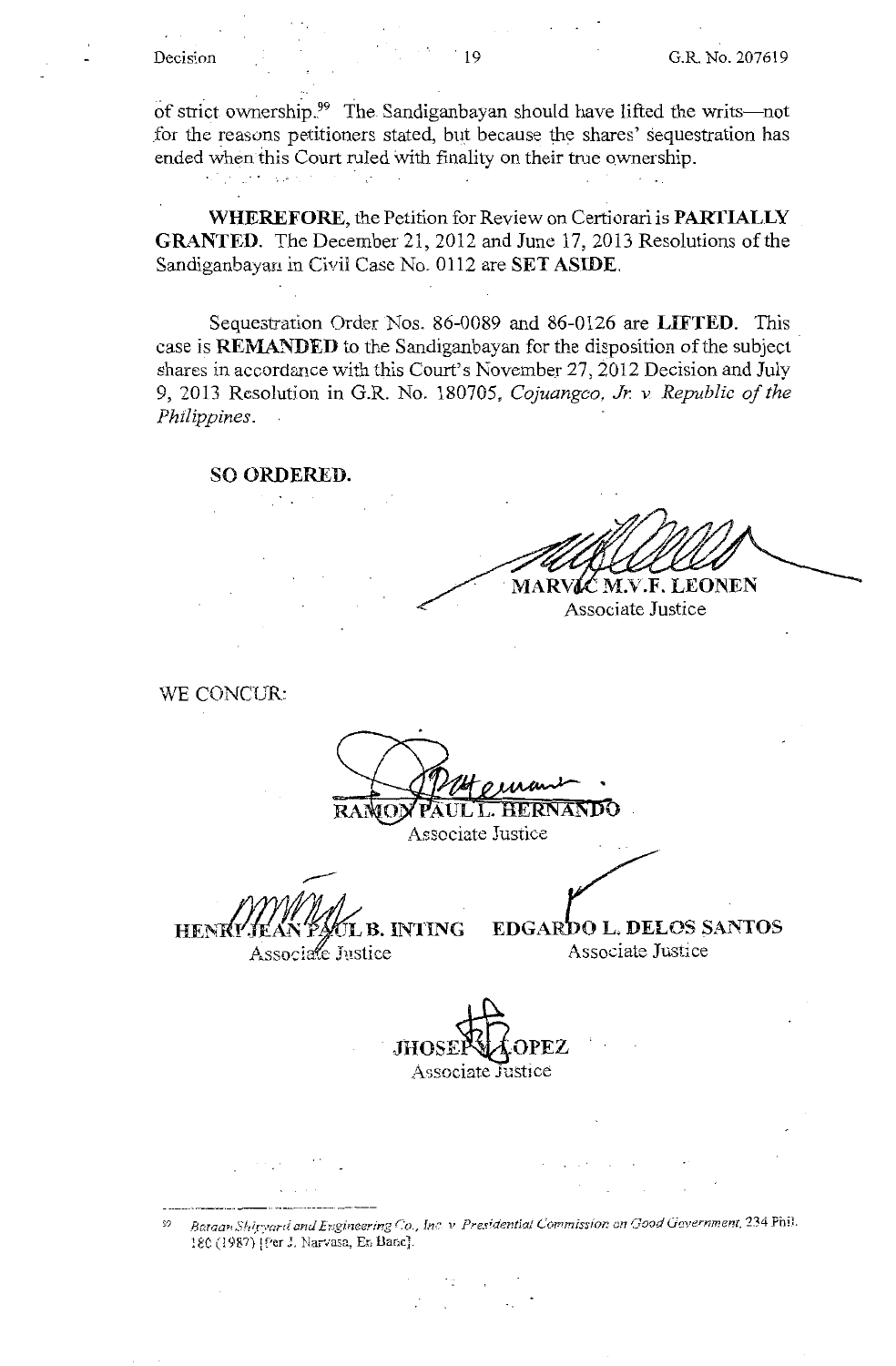of strict ownership.[99] The Sandiganbayan should have lifted the writs—not for the reasons petitioners stated, but because the shares' sequestration has ended when this Court ruled with finality on their true ownership.

**WHEREFORE**, the Petition for Review on Certiorari is **PARTIALLY GRANTED**. The December 21, 2012 and June 17, 2013 Resolutions of the Sandiganbayan in Civil Case No. 0112 are **SET ASIDE**.

Sequestration Order Nos. 86-0089 and 86-0126 are **LIFTED**. This case is **REMANDED** to the Sandiganbayan for the disposition of the subject shares in accordance with this Court's November 27, 2012 Decision and July 9, 2013 Resolution in G.R. No. 180705, *Cojuangco, Jr. v. Republic of the Philippines*.

**SO ORDERED.**

MARVIC M.V.F. LEONEN
Associate Justice

WE CONCUR:

RAMON PAUL L. HERNANDO
Associate Justice

HENRI JEAN PAUL B. INTING
Associate Justice

EDGARDO L. DELOS SANTOS
Associate Justice

JHOSEP Y. LOPEZ
Associate Justice

---

[99] *Bataan Shipyard and Engineering Co., Inc. v. Presidential Commission on Good Government*, 234 Phil. 180 (1987) [Per J. Narvasa, En Banc].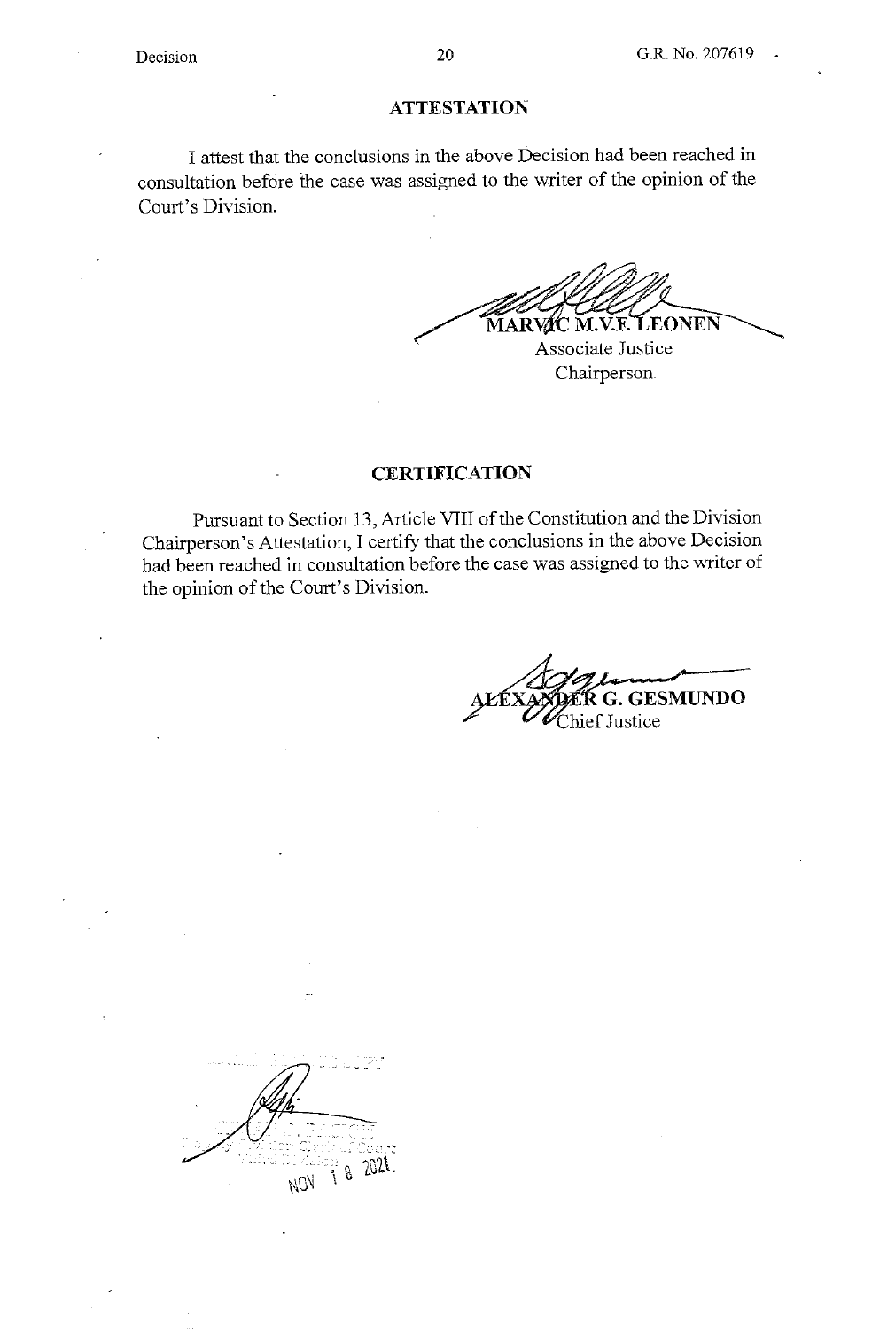## ATTESTATION

I attest that the conclusions in the above Decision had been reached in consultation before the case was assigned to the writer of the opinion of the Court's Division.

**MARVIC M.V.F. LEONEN**
Associate Justice
Chairperson

## CERTIFICATION

Pursuant to Section 13, Article VIII of the Constitution and the Division Chairperson's Attestation, I certify that the conclusions in the above Decision had been reached in consultation before the case was assigned to the writer of the opinion of the Court's Division.

**ALEXANDER G. GESMUNDO**
Chief Justice

NOV 18 2021